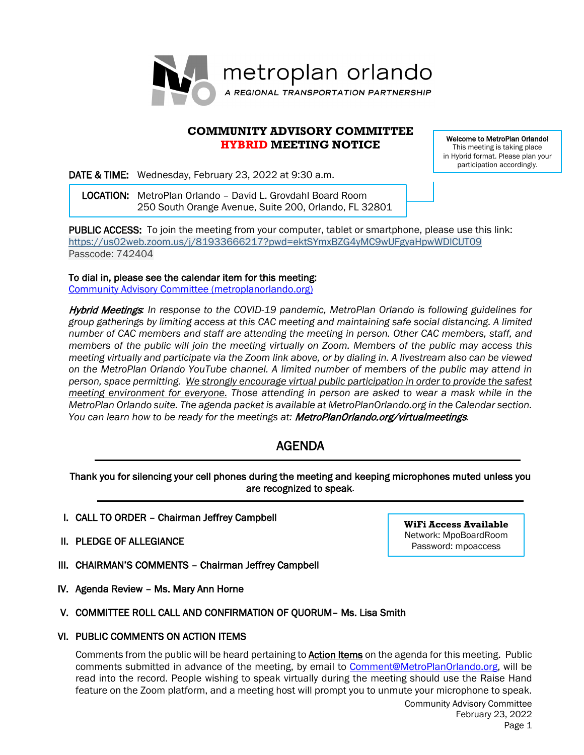metroplan orlando

*A REGIONAL TRANSPORTATION PARTNERSHIP*

# COMMUNITY ADVISORY COMMITTEE
# HYBRID MEETING NOTICE

**Welcome to MetroPlan Orlando!**
This meeting is taking place in Hybrid format. Please plan your participation accordingly.

**DATE & TIME:** Wednesday, February 23, 2022 at 9:30 a.m.

**LOCATION:** MetroPlan Orlando – David L. Grovdahl Board Room
250 South Orange Avenue, Suite 200, Orlando, FL 32801

**PUBLIC ACCESS:** To join the meeting from your computer, tablet or smartphone, please use this link:
https://us02web.zoom.us/j/81933666217?pwd=ektSYmxBZG4yMC9wUFgyaHpwWDlCUT09
Passcode: 742404

**To dial in, please see the calendar item for this meeting:**
Community Advisory Committee (metroplanorlando.org)

***Hybrid Meetings**: In response to the COVID-19 pandemic, MetroPlan Orlando is following guidelines for group gatherings by limiting access at this CAC meeting and maintaining safe social distancing. A limited number of CAC members and staff are attending the meeting in person. Other CAC members, staff, and members of the public will join the meeting virtually on Zoom. Members of the public may access this meeting virtually and participate via the Zoom link above, or by dialing in. A livestream also can be viewed on the MetroPlan Orlando YouTube channel. A limited number of members of the public may attend in person, space permitting. <u>We strongly encourage virtual public participation in order to provide the safest meeting environment for everyone.</u> Those attending in person are asked to wear a mask while in the MetroPlan Orlando suite. The agenda packet is available at MetroPlanOrlando.org in the Calendar section. You can learn how to be ready for the meetings at: **MetroPlanOrlando.org/virtualmeetings**.*

## AGENDA

**Thank you for silencing your cell phones during the meeting and keeping microphones muted unless you are recognized to speak.**

**WiFi Access Available**
Network: MpoBoardRoom
Password: mpoaccess

I. CALL TO ORDER – Chairman Jeffrey Campbell

II. PLEDGE OF ALLEGIANCE

III. CHAIRMAN'S COMMENTS – Chairman Jeffrey Campbell

IV. Agenda Review – Ms. Mary Ann Horne

V. COMMITTEE ROLL CALL AND CONFIRMATION OF QUORUM– Ms. Lisa Smith

VI. PUBLIC COMMENTS ON ACTION ITEMS

Comments from the public will be heard pertaining to <u>**Action Items**</u> on the agenda for this meeting. Public comments submitted in advance of the meeting, by email to Comment@MetroPlanOrlando.org, will be read into the record. People wishing to speak virtually during the meeting should use the Raise Hand feature on the Zoom platform, and a meeting host will prompt you to unmute your microphone to speak.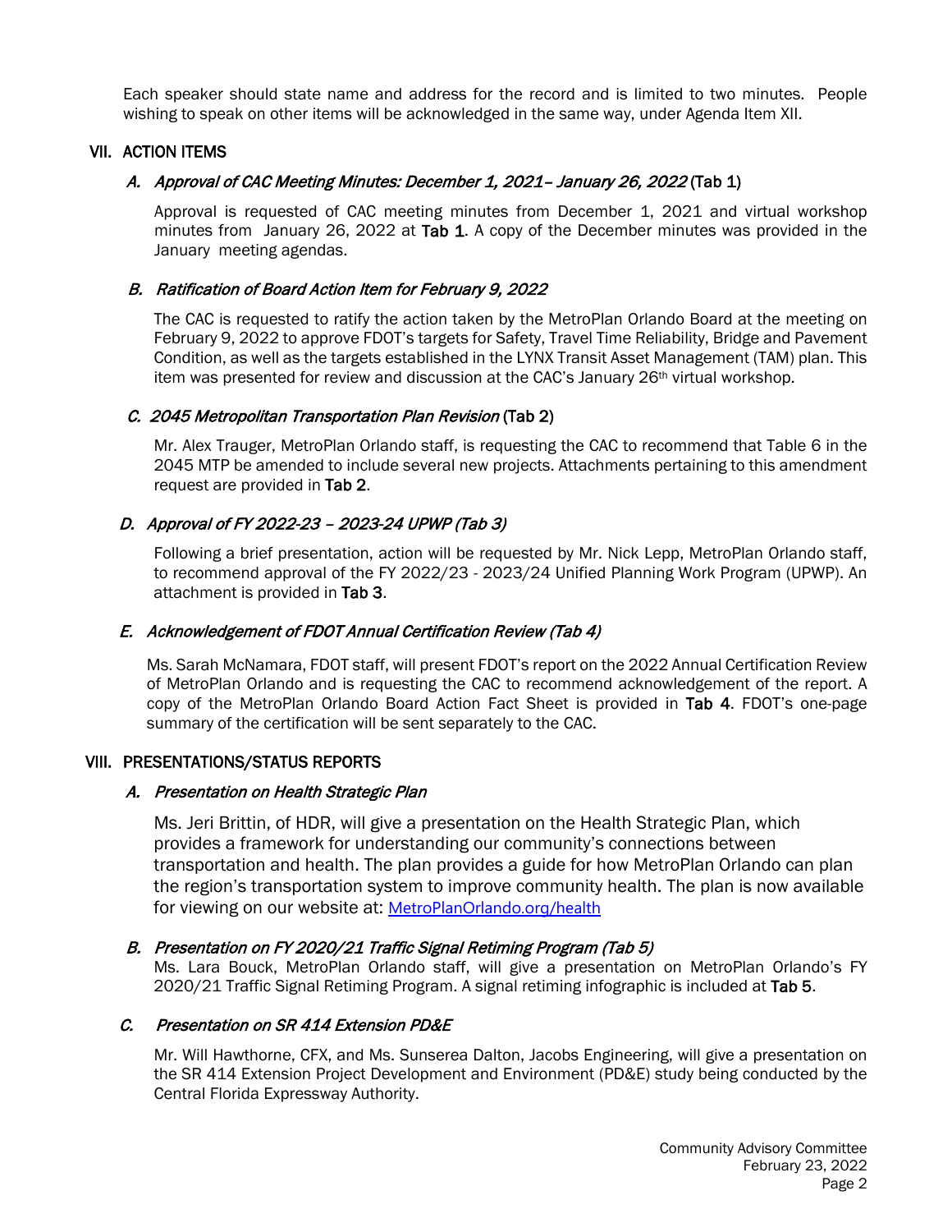Each speaker should state name and address for the record and is limited to two minutes. People wishing to speak on other items will be acknowledged in the same way, under Agenda Item XII.

## VII. ACTION ITEMS

### *A. Approval of CAC Meeting Minutes: December 1, 2021– January 26, 2022* (Tab 1)

Approval is requested of CAC meeting minutes from December 1, 2021 and virtual workshop minutes from January 26, 2022 at **Tab 1**. A copy of the December minutes was provided in the January meeting agendas.

### *B. Ratification of Board Action Item for February 9, 2022*

The CAC is requested to ratify the action taken by the MetroPlan Orlando Board at the meeting on February 9, 2022 to approve FDOT's targets for Safety, Travel Time Reliability, Bridge and Pavement Condition, as well as the targets established in the LYNX Transit Asset Management (TAM) plan. This item was presented for review and discussion at the CAC's January 26th virtual workshop.

### *C. 2045 Metropolitan Transportation Plan Revision* (Tab 2)

Mr. Alex Trauger, MetroPlan Orlando staff, is requesting the CAC to recommend that Table 6 in the 2045 MTP be amended to include several new projects. Attachments pertaining to this amendment request are provided in **Tab 2**.

### *D. Approval of FY 2022-23 – 2023-24 UPWP (Tab 3)*

Following a brief presentation, action will be requested by Mr. Nick Lepp, MetroPlan Orlando staff, to recommend approval of the FY 2022/23 - 2023/24 Unified Planning Work Program (UPWP). An attachment is provided in **Tab 3**.

### *E. Acknowledgement of FDOT Annual Certification Review (Tab 4)*

Ms. Sarah McNamara, FDOT staff, will present FDOT's report on the 2022 Annual Certification Review of MetroPlan Orlando and is requesting the CAC to recommend acknowledgement of the report. A copy of the MetroPlan Orlando Board Action Fact Sheet is provided in **Tab 4**. FDOT's one-page summary of the certification will be sent separately to the CAC.

## VIII. PRESENTATIONS/STATUS REPORTS

### *A. Presentation on Health Strategic Plan*

Ms. Jeri Brittin, of HDR, will give a presentation on the Health Strategic Plan, which provides a framework for understanding our community's connections between transportation and health. The plan provides a guide for how MetroPlan Orlando can plan the region's transportation system to improve community health. The plan is now available for viewing on our website at: MetroPlanOrlando.org/health

### *B. Presentation on FY 2020/21 Traffic Signal Retiming Program (Tab 5)*

Ms. Lara Bouck, MetroPlan Orlando staff, will give a presentation on MetroPlan Orlando's FY 2020/21 Traffic Signal Retiming Program. A signal retiming infographic is included at **Tab 5**.

### *C. Presentation on SR 414 Extension PD&E*

Mr. Will Hawthorne, CFX, and Ms. Sunserea Dalton, Jacobs Engineering, will give a presentation on the SR 414 Extension Project Development and Environment (PD&E) study being conducted by the Central Florida Expressway Authority.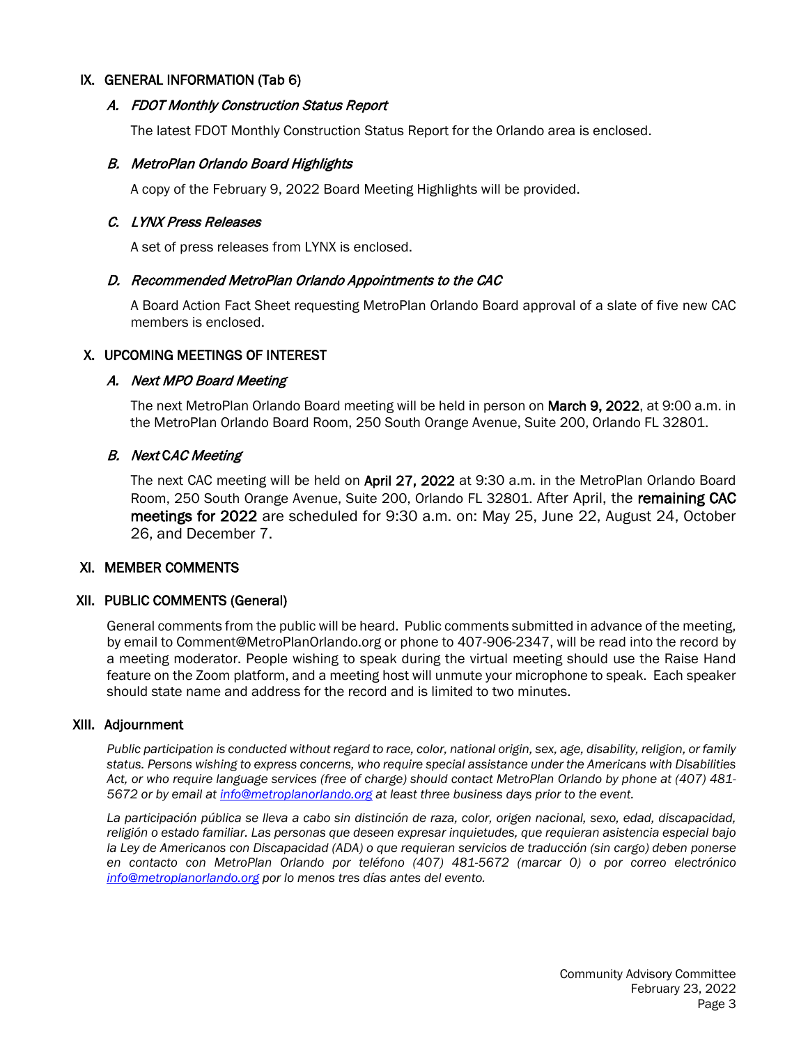## IX. GENERAL INFORMATION (Tab 6)

### *A. FDOT Monthly Construction Status Report*

The latest FDOT Monthly Construction Status Report for the Orlando area is enclosed.

### *B. MetroPlan Orlando Board Highlights*

A copy of the February 9, 2022 Board Meeting Highlights will be provided.

### *C. LYNX Press Releases*

A set of press releases from LYNX is enclosed.

### *D. Recommended MetroPlan Orlando Appointments to the CAC*

A Board Action Fact Sheet requesting MetroPlan Orlando Board approval of a slate of five new CAC members is enclosed.

## X. UPCOMING MEETINGS OF INTEREST

### *A. Next MPO Board Meeting*

The next MetroPlan Orlando Board meeting will be held in person on **March 9, 2022**, at 9:00 a.m. in the MetroPlan Orlando Board Room, 250 South Orange Avenue, Suite 200, Orlando FL 32801.

### *B. Next CAC Meeting*

The next CAC meeting will be held on **April 27, 2022** at 9:30 a.m. in the MetroPlan Orlando Board Room, 250 South Orange Avenue, Suite 200, Orlando FL 32801. After April, the **remaining CAC meetings for 2022** are scheduled for 9:30 a.m. on: May 25, June 22, August 24, October 26, and December 7.

## XI. MEMBER COMMENTS

## XII. PUBLIC COMMENTS (General)

General comments from the public will be heard. Public comments submitted in advance of the meeting, by email to Comment@MetroPlanOrlando.org or phone to 407-906-2347, will be read into the record by a meeting moderator. People wishing to speak during the virtual meeting should use the Raise Hand feature on the Zoom platform, and a meeting host will unmute your microphone to speak. Each speaker should state name and address for the record and is limited to two minutes.

## XIII. Adjournment

*Public participation is conducted without regard to race, color, national origin, sex, age, disability, religion, or family status. Persons wishing to express concerns, who require special assistance under the Americans with Disabilities Act, or who require language services (free of charge) should contact MetroPlan Orlando by phone at (407) 481-5672 or by email at [info@metroplanorlando.org](mailto:info@metroplanorlando.org) at least three business days prior to the event.*

*La participación pública se lleva a cabo sin distinción de raza, color, origen nacional, sexo, edad, discapacidad, religión o estado familiar. Las personas que deseen expresar inquietudes, que requieran asistencia especial bajo la Ley de Americanos con Discapacidad (ADA) o que requieran servicios de traducción (sin cargo) deben ponerse en contacto con MetroPlan Orlando por teléfono (407) 481-5672 (marcar 0) o por correo electrónico [info@metroplanorlando.org](mailto:info@metroplanorlando.org) por lo menos tres días antes del evento.*